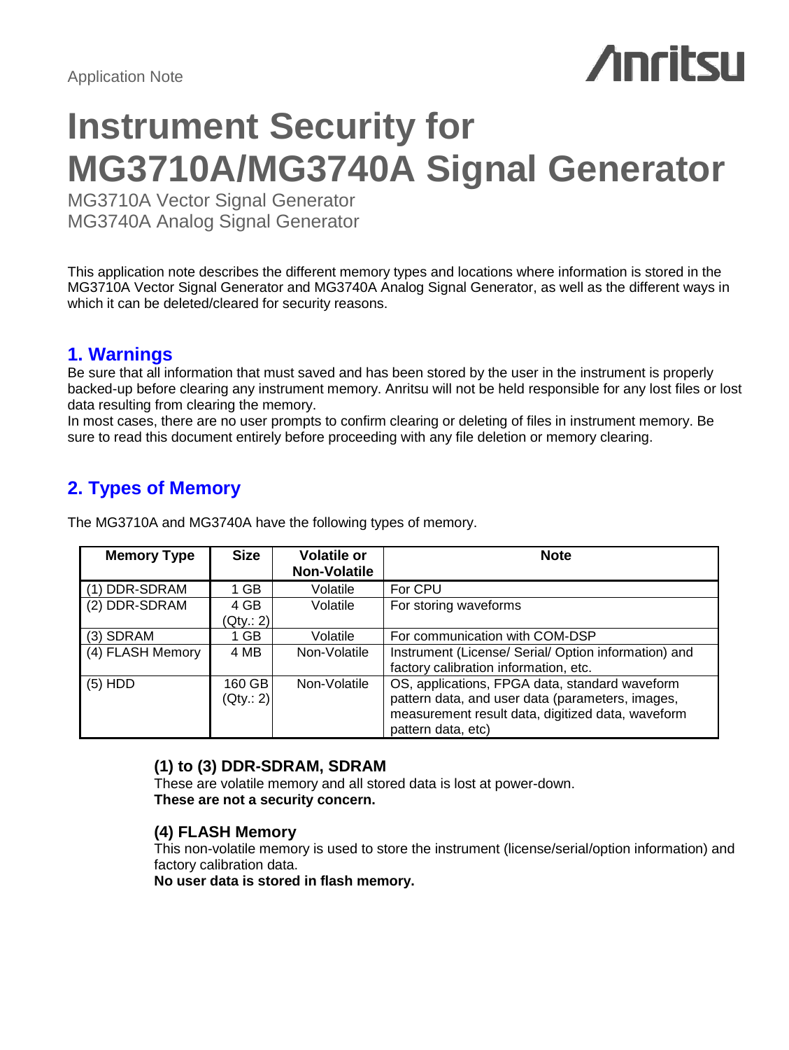Application Note

# Instrument Security for MG3710A/MG3740A Signal Generator

MG3710A Vector Signal Generator
MG3740A Analog Signal Generator

This application note describes the different memory types and locations where information is stored in the MG3710A Vector Signal Generator and MG3740A Analog Signal Generator, as well as the different ways in which it can be deleted/cleared for security reasons.

## 1. Warnings

Be sure that all information that must saved and has been stored by the user in the instrument is properly backed-up before clearing any instrument memory. Anritsu will not be held responsible for any lost files or lost data resulting from clearing the memory.
In most cases, there are no user prompts to confirm clearing or deleting of files in instrument memory. Be sure to read this document entirely before proceeding with any file deletion or memory clearing.

## 2. Types of Memory

The MG3710A and MG3740A have the following types of memory.

| Memory Type | Size | Volatile or Non-Volatile | Note |
|---|---|---|---|
| (1) DDR-SDRAM | 1 GB | Volatile | For CPU |
| (2) DDR-SDRAM | 4 GB (Qty.: 2) | Volatile | For storing waveforms |
| (3) SDRAM | 1 GB | Volatile | For communication with COM-DSP |
| (4) FLASH Memory | 4 MB | Non-Volatile | Instrument (License/ Serial/ Option information) and factory calibration information, etc. |
| (5) HDD | 160 GB (Qty.: 2) | Non-Volatile | OS, applications, FPGA data, standard waveform pattern data, and user data (parameters, images, measurement result data, digitized data, waveform pattern data, etc) |

### (1) to (3) DDR-SDRAM, SDRAM

These are volatile memory and all stored data is lost at power-down.
**These are not a security concern.**

### (4) FLASH Memory

This non-volatile memory is used to store the instrument (license/serial/option information) and factory calibration data.
**No user data is stored in flash memory.**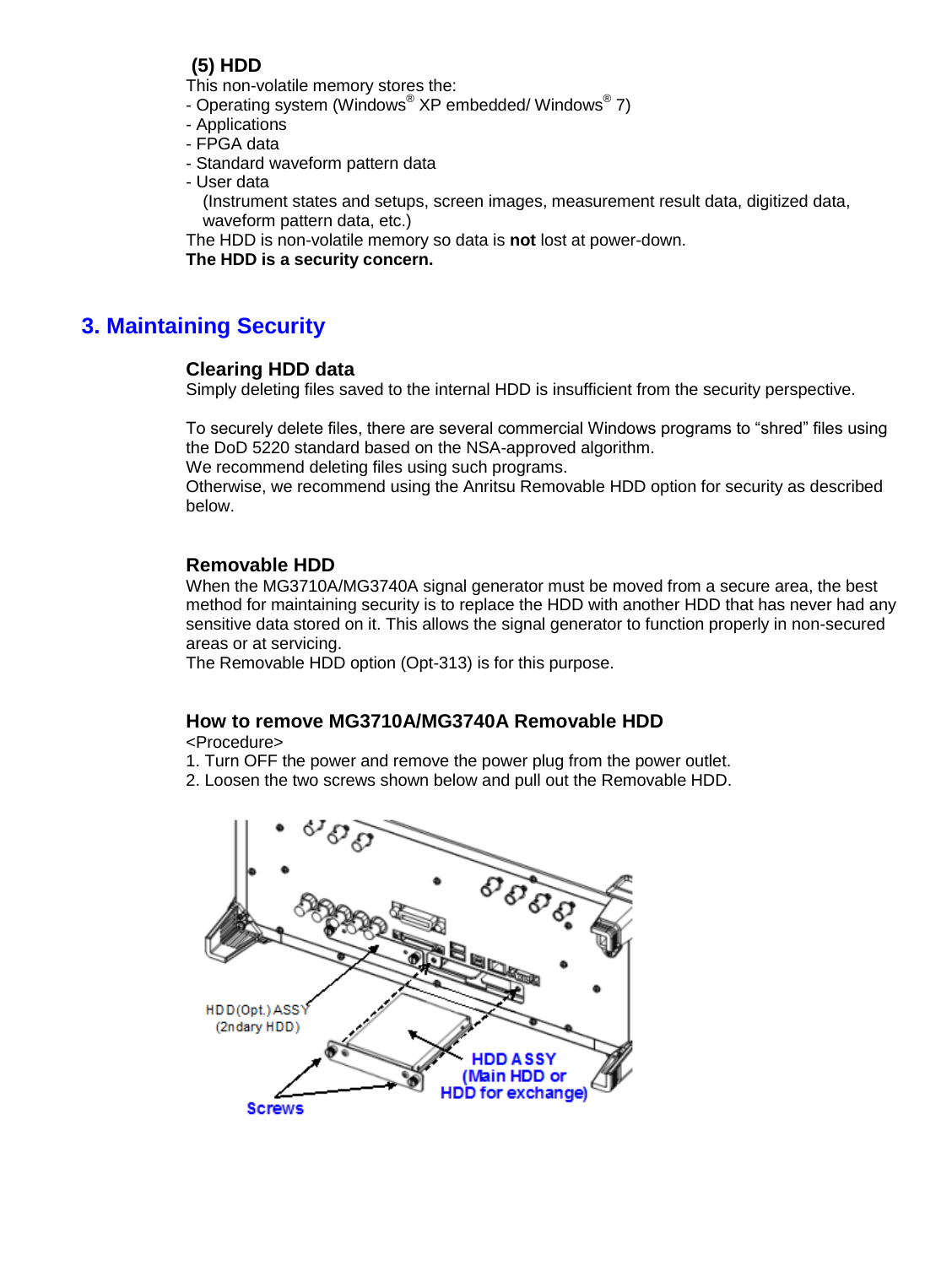### (5) HDD

This non-volatile memory stores the:

- Operating system (Windows® XP embedded/ Windows® 7)
- Applications
- FPGA data
- Standard waveform pattern data
- User data
  (Instrument states and setups, screen images, measurement result data, digitized data, waveform pattern data, etc.)

The HDD is non-volatile memory so data is **not** lost at power-down.

**The HDD is a security concern.**

## 3. Maintaining Security

### Clearing HDD data

Simply deleting files saved to the internal HDD is insufficient from the security perspective.

To securely delete files, there are several commercial Windows programs to "shred" files using the DoD 5220 standard based on the NSA-approved algorithm.
We recommend deleting files using such programs.
Otherwise, we recommend using the Anritsu Removable HDD option for security as described below.

### Removable HDD

When the MG3710A/MG3740A signal generator must be moved from a secure area, the best method for maintaining security is to replace the HDD with another HDD that has never had any sensitive data stored on it. This allows the signal generator to function properly in non-secured areas or at servicing.
The Removable HDD option (Opt-313) is for this purpose.

### How to remove MG3710A/MG3740A Removable HDD

<Procedure>

1. Turn OFF the power and remove the power plug from the power outlet.
2. Loosen the two screws shown below and pull out the Removable HDD.

HDD(Opt.) ASSY (2ndary HDD)

HDD ASSY (Main HDD or HDD for exchange)

Screws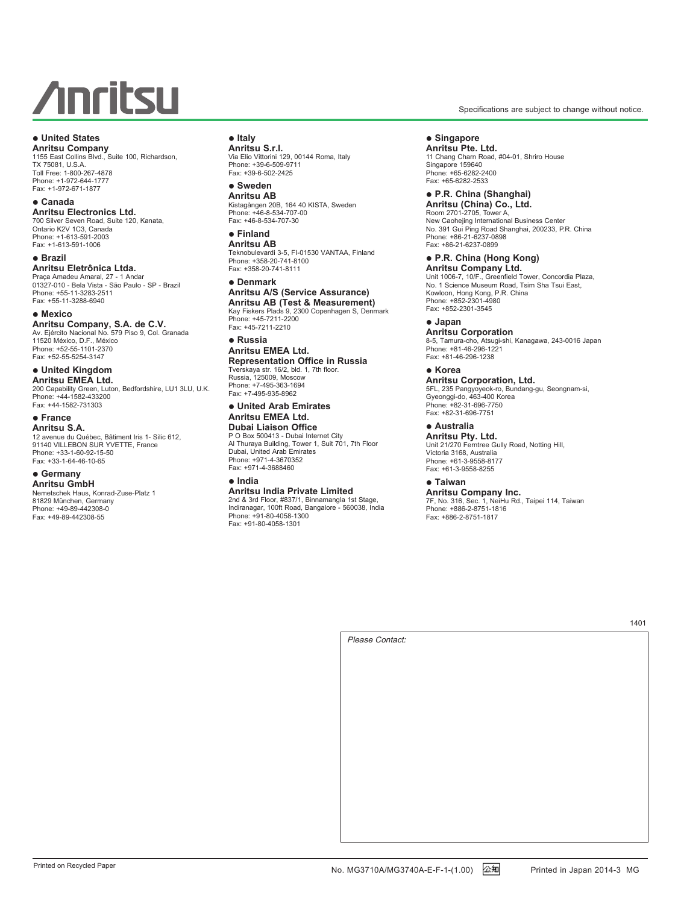# Anritsu

Specifications are subject to change without notice.

- **United States**

**Anritsu Company**
1155 East Collins Blvd., Suite 100, Richardson, TX 75081, U.S.A.
Toll Free: 1-800-267-4878
Phone: +1-972-644-1777
Fax: +1-972-671-1877

- **Canada**

**Anritsu Electronics Ltd.**
700 Silver Seven Road, Suite 120, Kanata, Ontario K2V 1C3, Canada
Phone: +1-613-591-2003
Fax: +1-613-591-1006

- **Brazil**

**Anritsu Eletrônica Ltda.**
Praça Amadeu Amaral, 27 - 1 Andar
01327-010 - Bela Vista - São Paulo - SP - Brazil
Phone: +55-11-3283-2511
Fax: +55-11-3288-6940

- **Mexico**

**Anritsu Company, S.A. de C.V.**
Av. Ejército Nacional No. 579 Piso 9, Col. Granada
11520 México, D.F., México
Phone: +52-55-1101-2370
Fax: +52-55-5254-3147

- **United Kingdom**

**Anritsu EMEA Ltd.**
200 Capability Green, Luton, Bedfordshire, LU1 3LU, U.K.
Phone: +44-1582-433200
Fax: +44-1582-731303

- **France**

**Anritsu S.A.**
12 avenue du Québec, Bâtiment Iris 1- Silic 612,
91140 VILLEBON SUR YVETTE, France
Phone: +33-1-60-92-15-50
Fax: +33-1-64-46-10-65

- **Germany**

**Anritsu GmbH**
Nemetschek Haus, Konrad-Zuse-Platz 1
81829 München, Germany
Phone: +49-89-442308-0
Fax: +49-89-442308-55

- **Italy**

**Anritsu S.r.l.**
Via Elio Vittorini 129, 00144 Roma, Italy
Phone: +39-6-509-9711
Fax: +39-6-502-2425

- **Sweden**

**Anritsu AB**
Kistagången 20B, 164 40 KISTA, Sweden
Phone: +46-8-534-707-00
Fax: +46-8-534-707-30

- **Finland**

**Anritsu AB**
Teknobulevardi 3-5, FI-01530 VANTAA, Finland
Phone: +358-20-741-8100
Fax: +358-20-741-8111

- **Denmark**

**Anritsu A/S (Service Assurance)**
**Anritsu AB (Test & Measurement)**
Kay Fiskers Plads 9, 2300 Copenhagen S, Denmark
Phone: +45-7211-2200
Fax: +45-7211-2210

- **Russia**

**Anritsu EMEA Ltd.**
**Representation Office in Russia**
Tverskaya str. 16/2, bld. 1, 7th floor.
Russia, 125009, Moscow
Phone: +7-495-363-1694
Fax: +7-495-935-8962

- **United Arab Emirates**

**Anritsu EMEA Ltd.**
**Dubai Liaison Office**
P O Box 500413 - Dubai Internet City
Al Thuraya Building, Tower 1, Suit 701, 7th Floor
Dubai, United Arab Emirates
Phone: +971-4-3670352
Fax: +971-4-3688460

- **India**

**Anritsu India Private Limited**
2nd & 3rd Floor, #837/1, Binnamangla 1st Stage, Indiranagar, 100ft Road, Bangalore - 560038, India
Phone: +91-80-4058-1300
Fax: +91-80-4058-1301

- **Singapore**

**Anritsu Pte. Ltd.**
11 Chang Charn Road, #04-01, Shriro House
Singapore 159640
Phone: +65-6282-2400
Fax: +65-6282-2533

- **P.R. China (Shanghai)**

**Anritsu (China) Co., Ltd.**
Room 2701-2705, Tower A,
New Caohejing International Business Center
No. 391 Gui Ping Road Shanghai, 200233, P.R. China
Phone: +86-21-6237-0898
Fax: +86-21-6237-0899

- **P.R. China (Hong Kong)**

**Anritsu Company Ltd.**
Unit 1006-7, 10/F., Greenfield Tower, Concordia Plaza,
No. 1 Science Museum Road, Tsim Sha Tsui East,
Kowloon, Hong Kong, P.R. China
Phone: +852-2301-4980
Fax: +852-2301-3545

- **Japan**

**Anritsu Corporation**
8-5, Tamura-cho, Atsugi-shi, Kanagawa, 243-0016 Japan
Phone: +81-46-296-1221
Fax: +81-46-296-1238

- **Korea**

**Anritsu Corporation, Ltd.**
5FL, 235 Pangyoyeok-ro, Bundang-gu, Seongnam-si, Gyeonggi-do, 463-400 Korea
Phone: +82-31-696-7750
Fax: +82-31-696-7751

- **Australia**

**Anritsu Pty. Ltd.**
Unit 21/270 Ferntree Gully Road, Notting Hill, Victoria 3168, Australia
Phone: +61-3-9558-8177
Fax: +61-3-9558-8255

- **Taiwan**

**Anritsu Company Inc.**
7F, No. 316, Sec. 1, NeiHu Rd., Taipei 114, Taiwan
Phone: +886-2-8751-1816
Fax: +886-2-8751-1817

1401

*Please Contact:*

Printed on Recycled Paper

No. MG3710A/MG3740A-E-F-1-(1.00) 公知 Printed in Japan 2014-3 MG